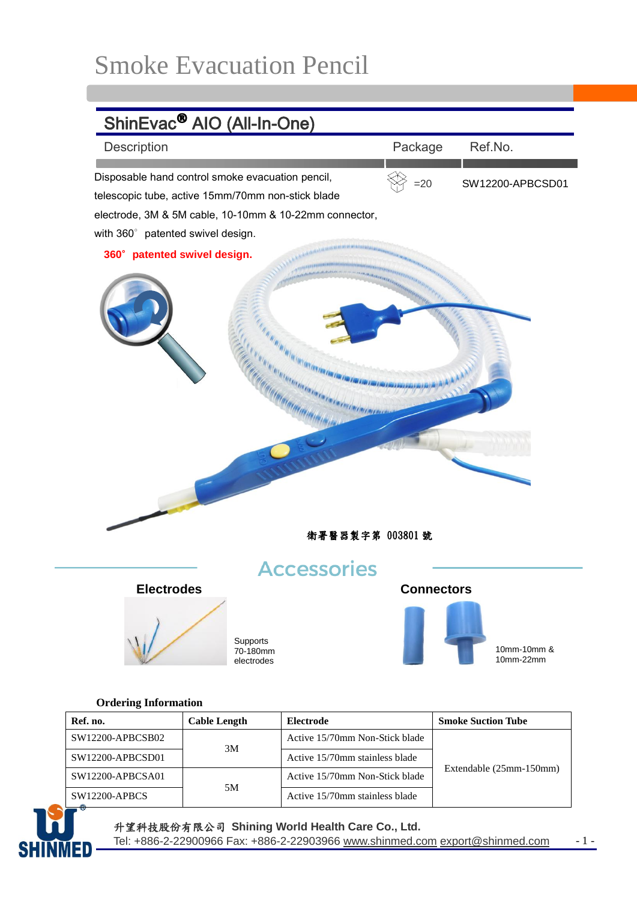# Smoke Evacuation Pencil

## ShinEvac® AIO (All-In-One)

| Description | Package | Ref.No. |
|---|---|---|
| Disposable hand control smoke evacuation pencil, telescopic tube, active 15mm/70mm non-stick blade electrode, 3M & 5M cable, 10-10mm & 10-22mm connector, with 360° patented swivel design. | =20 | SW12200-APBCSD01 |

**360° patented swivel design.**

衛署醫器製字第 003801 號

## Accessories

**Electrodes**

Supports 70-180mm electrodes

**Connectors**

10mm-10mm & 10mm-22mm

**Ordering Information**

| Ref. no. | Cable Length | Electrode | Smoke Suction Tube |
|---|---|---|---|
| SW12200-APBCSB02 | 3M | Active 15/70mm Non-Stick blade | Extendable (25mm-150mm) |
| SW12200-APBCSD01 | | Active 15/70mm stainless blade | |
| SW12200-APBCSA01 | 5M | Active 15/70mm Non-Stick blade | |
| SW12200-APBCS | | Active 15/70mm stainless blade | |

SHINMED®

升望科技股份有限公司 **Shining World Health Care Co., Ltd.**

Tel: +886-2-22900966 Fax: +886-2-22903966 www.shinmed.com export@shinmed.com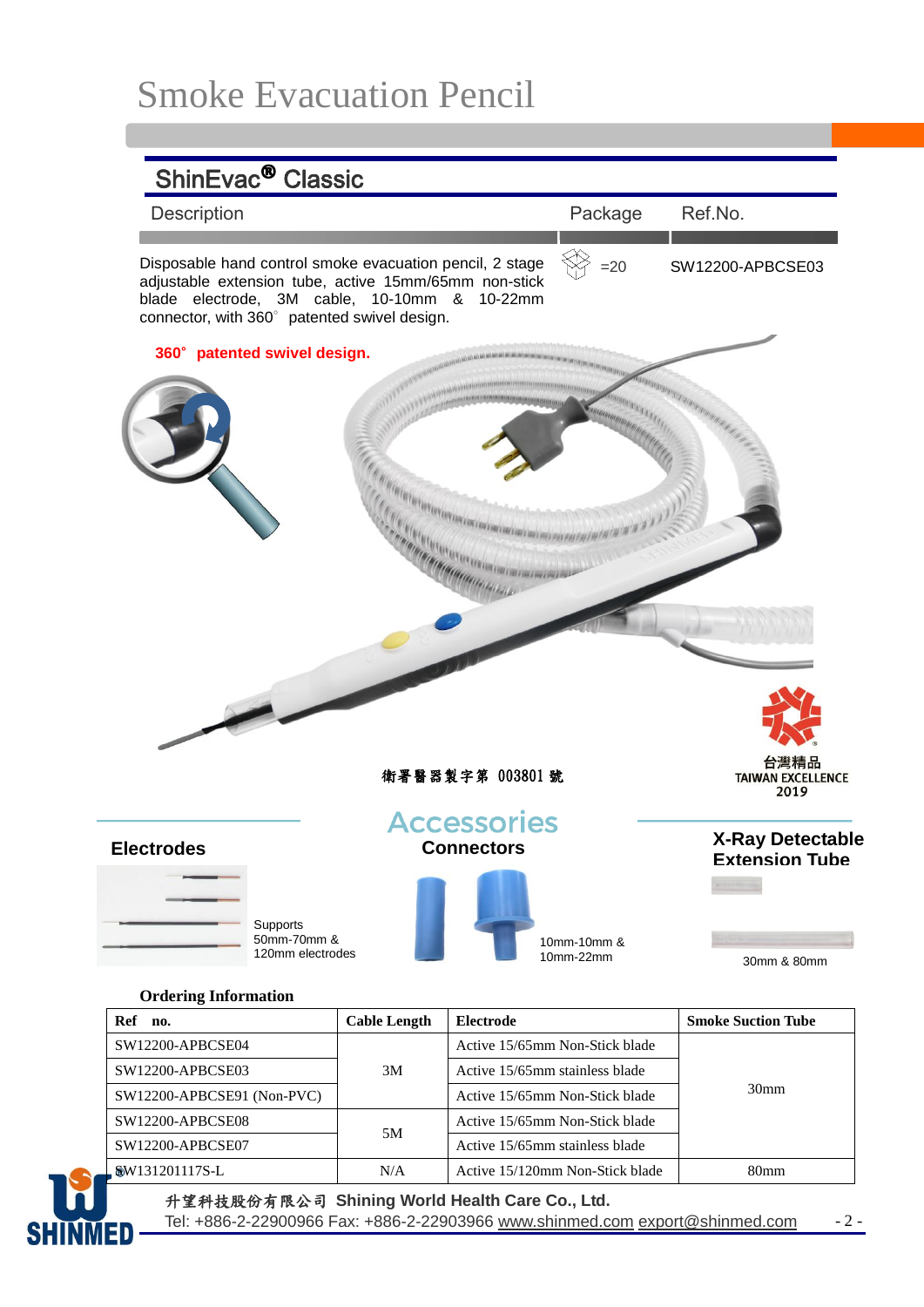# Smoke Evacuation Pencil

## ShinEvac® Classic

| Description | Package | Ref.No. |
|---|---|---|
| Disposable hand control smoke evacuation pencil, 2 stage adjustable extension tube, active 15mm/65mm non-stick blade electrode, 3M cable, 10-10mm & 10-22mm connector, with 360° patented swivel design. | =20 | SW12200-APBCSE03 |

**360° patented swivel design.**

衛署醫器製字第 003801 號

台灣精品
TAIWAN EXCELLENCE
2019

## Accessories

### Electrodes

Supports 50mm-70mm & 120mm electrodes

### Connectors

10mm-10mm & 10mm-22mm

### X-Ray Detectable Extension Tube

30mm & 80mm

### Ordering Information

| Ref no. | Cable Length | Electrode | Smoke Suction Tube |
|---|---|---|---|
| SW12200-APBCSE04 | 3M | Active 15/65mm Non-Stick blade | 30mm |
| SW12200-APBCSE03 | | Active 15/65mm stainless blade | |
| SW12200-APBCSE91 (Non-PVC) | | Active 15/65mm Non-Stick blade | |
| SW12200-APBCSE08 | 5M | Active 15/65mm Non-Stick blade | |
| SW12200-APBCSE07 | | Active 15/65mm stainless blade | |
| SW131201117S-L | N/A | Active 15/120mm Non-Stick blade | 80mm |

SHINMED

升望科技股份有限公司 Shining World Health Care Co., Ltd.
Tel: +886-2-22900966 Fax: +886-2-22903966 www.shinmed.com export@shinmed.com